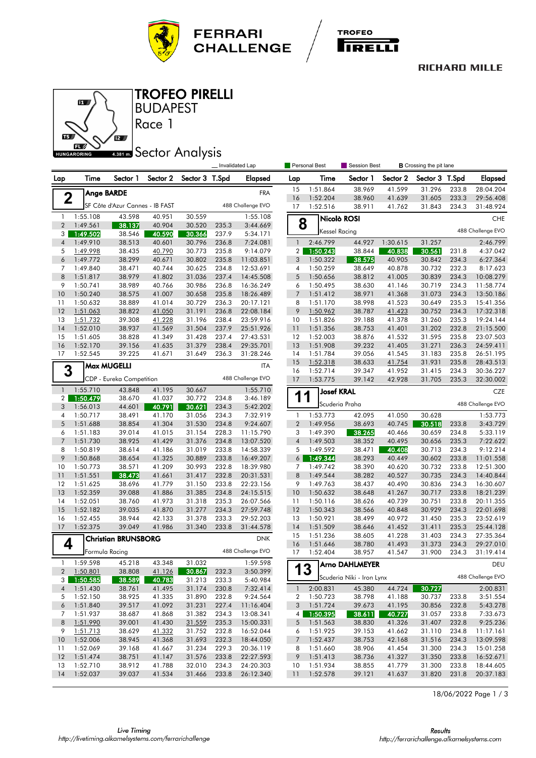# TROFEO PIRELLI

## BUDAPEST

## Race 1

## Sector Analysis

_ Invalidated Lap | Personal Best | Session Best | B Crossing the pit lane

### 2 Ange BARDE — FRA
SF Côte d'Azur Cannes - IB FAST — 488 Challenge EVO

| Lap | Time | Sector 1 | Sector 2 | Sector 3 | T.Spd | Elapsed |
|---|---|---|---|---|---|---|
| 1 | 1:55.108 | 43.598 | 40.951 | 30.559 | | 1:55.108 |
| 2 | 1:49.561 | 38.137 | 40.904 | 30.520 | 235.3 | 3:44.669 |
| 3 | 1:49.502 | 38.546 | 40.590 | 30.366 | 237.9 | 5:34.171 |
| 4 | 1:49.910 | 38.513 | 40.601 | 30.796 | 236.8 | 7:24.081 |
| 5 | 1:49.998 | 38.435 | 40.790 | 30.773 | 235.8 | 9:14.079 |
| 6 | 1:49.772 | 38.299 | 40.671 | 30.802 | 235.8 | 11:03.851 |
| 7 | 1:49.840 | 38.471 | 40.744 | 30.625 | 234.8 | 12:53.691 |
| 8 | 1:51.817 | 38.979 | 41.802 | 31.036 | 237.4 | 14:45.508 |
| 9 | 1:50.741 | 38.989 | 40.766 | 30.986 | 236.8 | 16:36.249 |
| 10 | 1:50.240 | 38.575 | 41.007 | 30.658 | 235.8 | 18:26.489 |
| 11 | 1:50.632 | 38.889 | 41.014 | 30.729 | 236.3 | 20:17.121 |
| 12 | 1:51.063 | 38.822 | 41.050 | 31.191 | 236.8 | 22:08.184 |
| 13 | 1:51.732 | 39.308 | 41.228 | 31.196 | 238.4 | 23:59.916 |
| 14 | 1:52.010 | 38.937 | 41.569 | 31.504 | 237.9 | 25:51.926 |
| 15 | 1:51.605 | 38.828 | 41.349 | 31.428 | 237.4 | 27:43.531 |
| 16 | 1:52.170 | 39.156 | 41.635 | 31.379 | 238.4 | 29:35.701 |
| 17 | 1:52.545 | 39.225 | 41.671 | 31.649 | 236.3 | 31:28.246 |

### 3 Max MUGELLI — ITA
CDP - Eureka Competition — 488 Challenge EVO

| Lap | Time | Sector 1 | Sector 2 | Sector 3 | T.Spd | Elapsed |
|---|---|---|---|---|---|---|
| 1 | 1:55.710 | 43.848 | 41.195 | 30.667 | | 1:55.710 |
| 2 | 1:50.479 | 38.670 | 41.037 | 30.772 | 234.8 | 3:46.189 |
| 3 | 1:56.013 | 44.601 | 40.791 | 30.621 | 234.3 | 5:42.202 |
| 4 | 1:50.717 | 38.491 | 41.170 | 31.056 | 234.3 | 7:32.919 |
| 5 | 1:51.688 | 38.854 | 41.304 | 31.530 | 234.8 | 9:24.607 |
| 6 | 1:51.183 | 39.014 | 41.015 | 31.154 | 228.3 | 11:15.790 |
| 7 | 1:51.730 | 38.925 | 41.429 | 31.376 | 234.8 | 13:07.520 |
| 8 | 1:50.819 | 38.614 | 41.186 | 31.019 | 233.8 | 14:58.339 |
| 9 | 1:50.868 | 38.654 | 41.325 | 30.889 | 233.8 | 16:49.207 |
| 10 | 1:50.773 | 38.571 | 41.209 | 30.993 | 232.8 | 18:39.980 |
| 11 | 1:51.551 | 38.473 | 41.661 | 31.417 | 232.8 | 20:31.531 |
| 12 | 1:51.625 | 38.696 | 41.779 | 31.150 | 233.8 | 22:23.156 |
| 13 | 1:52.359 | 39.088 | 41.886 | 31.385 | 234.8 | 24:15.515 |
| 14 | 1:52.051 | 38.760 | 41.973 | 31.318 | 235.3 | 26:07.566 |
| 15 | 1:52.182 | 39.035 | 41.870 | 31.277 | 234.3 | 27:59.748 |
| 16 | 1:52.455 | 38.944 | 42.133 | 31.378 | 233.3 | 29:52.203 |
| 17 | 1:52.375 | 39.049 | 41.986 | 31.340 | 233.8 | 31:44.578 |

### 4 Christian BRUNSBORG — DNK
Formula Racing — 488 Challenge EVO

| Lap | Time | Sector 1 | Sector 2 | Sector 3 | T.Spd | Elapsed |
|---|---|---|---|---|---|---|
| 1 | 1:59.598 | 45.218 | 43.348 | 31.032 | | 1:59.598 |
| 2 | 1:50.801 | 38.808 | 41.126 | 30.867 | 232.3 | 3:50.399 |
| 3 | 1:50.585 | 38.589 | 40.783 | 31.213 | 233.3 | 5:40.984 |
| 4 | 1:51.430 | 38.761 | 41.495 | 31.174 | 230.8 | 7:32.414 |
| 5 | 1:52.150 | 38.925 | 41.335 | 31.890 | 232.8 | 9:24.564 |
| 6 | 1:51.840 | 39.517 | 41.092 | 31.231 | 227.4 | 11:16.404 |
| 7 | 1:51.937 | 38.687 | 41.868 | 31.382 | 234.3 | 13:08.341 |
| 8 | 1:51.990 | 39.001 | 41.430 | 31.559 | 235.3 | 15:00.331 |
| 9 | 1:51.713 | 38.629 | 41.332 | 31.752 | 232.8 | 16:52.044 |
| 10 | 1:52.006 | 38.945 | 41.368 | 31.693 | 232.3 | 18:44.050 |
| 11 | 1:52.069 | 39.168 | 41.667 | 31.234 | 229.3 | 20:36.119 |
| 12 | 1:51.474 | 38.751 | 41.147 | 31.576 | 233.8 | 22:27.593 |
| 13 | 1:52.710 | 38.912 | 41.788 | 32.010 | 234.3 | 24:20.303 |
| 14 | 1:52.037 | 39.037 | 41.534 | 31.466 | 233.8 | 26:12.340 |
| 15 | 1:51.864 | 38.969 | 41.599 | 31.296 | 233.8 | 28:04.204 |
| 16 | 1:52.204 | 38.960 | 41.639 | 31.605 | 233.3 | 29:56.408 |
| 17 | 1:52.516 | 38.911 | 41.762 | 31.843 | 234.3 | 31:48.924 |

### 8 Nicolò ROSI — CHE
Kessel Racing — 488 Challenge EVO

| Lap | Time | Sector 1 | Sector 2 | Sector 3 | T.Spd | Elapsed |
|---|---|---|---|---|---|---|
| 1 | 2:46.799 | 44.927 | 1:30.615 | 31.257 | | 2:46.799 |
| 2 | 1:50.243 | 38.844 | 40.838 | 30.561 | 231.8 | 4:37.042 |
| 3 | 1:50.322 | 38.575 | 40.905 | 30.842 | 234.3 | 6:27.364 |
| 4 | 1:50.259 | 38.649 | 40.878 | 30.732 | 232.3 | 8:17.623 |
| 5 | 1:50.656 | 38.812 | 41.005 | 30.839 | 234.3 | 10:08.279 |
| 6 | 1:50.495 | 38.630 | 41.146 | 30.719 | 234.3 | 11:58.774 |
| 7 | 1:51.412 | 38.971 | 41.368 | 31.073 | 234.3 | 13:50.186 |
| 8 | 1:51.170 | 38.998 | 41.523 | 30.649 | 235.3 | 15:41.356 |
| 9 | 1:50.962 | 38.787 | 41.423 | 30.752 | 234.3 | 17:32.318 |
| 10 | 1:51.826 | 39.188 | 41.378 | 31.260 | 235.3 | 19:24.144 |
| 11 | 1:51.356 | 38.753 | 41.401 | 31.202 | 232.8 | 21:15.500 |
| 12 | 1:52.003 | 38.876 | 41.532 | 31.595 | 235.8 | 23:07.503 |
| 13 | 1:51.908 | 39.232 | 41.405 | 31.271 | 236.3 | 24:59.411 |
| 14 | 1:51.784 | 39.056 | 41.545 | 31.183 | 235.8 | 26:51.195 |
| 15 | 1:52.318 | 38.633 | 41.754 | 31.931 | 235.8 | 28:43.513 |
| 16 | 1:52.714 | 39.347 | 41.952 | 31.415 | 234.3 | 30:36.227 |
| 17 | 1:53.775 | 39.142 | 42.928 | 31.705 | 235.3 | 32:30.002 |

### 11 Josef KRAL — CZE
Scuderia Praha — 488 Challenge EVO

| Lap | Time | Sector 1 | Sector 2 | Sector 3 | T.Spd | Elapsed |
|---|---|---|---|---|---|---|
| 1 | 1:53.773 | 42.095 | 41.050 | 30.628 | | 1:53.773 |
| 2 | 1:49.956 | 38.693 | 40.745 | 30.518 | 233.8 | 3:43.729 |
| 3 | 1:49.390 | 38.265 | 40.466 | 30.659 | 234.8 | 5:33.119 |
| 4 | 1:49.503 | 38.352 | 40.495 | 30.656 | 235.3 | 7:22.622 |
| 5 | 1:49.592 | 38.471 | 40.408 | 30.713 | 234.3 | 9:12.214 |
| 6 | 1:49.344 | 38.293 | 40.449 | 30.602 | 233.8 | 11:01.558 |
| 7 | 1:49.742 | 38.390 | 40.620 | 30.732 | 233.8 | 12:51.300 |
| 8 | 1:49.544 | 38.282 | 40.527 | 30.735 | 234.3 | 14:40.844 |
| 9 | 1:49.763 | 38.437 | 40.490 | 30.836 | 234.3 | 16:30.607 |
| 10 | 1:50.632 | 38.648 | 41.267 | 30.717 | 233.8 | 18:21.239 |
| 11 | 1:50.116 | 38.626 | 40.739 | 30.751 | 233.8 | 20:11.355 |
| 12 | 1:50.343 | 38.566 | 40.848 | 30.929 | 234.3 | 22:01.698 |
| 13 | 1:50.921 | 38.499 | 40.972 | 31.450 | 235.3 | 23:52.619 |
| 14 | 1:51.509 | 38.646 | 41.452 | 31.411 | 235.3 | 25:44.128 |
| 15 | 1:51.236 | 38.605 | 41.228 | 31.403 | 234.3 | 27:35.364 |
| 16 | 1:51.646 | 38.780 | 41.493 | 31.373 | 234.3 | 29:27.010 |
| 17 | 1:52.404 | 38.957 | 41.547 | 31.900 | 234.3 | 31:19.414 |

### 13 Arno DAHLMEYER — DEU
Scuderia Niki - Iron Lynx — 488 Challenge EVO

| Lap | Time | Sector 1 | Sector 2 | Sector 3 | T.Spd | Elapsed |
|---|---|---|---|---|---|---|
| 1 | 2:00.831 | 45.380 | 44.724 | 30.727 | | 2:00.831 |
| 2 | 1:50.723 | 38.798 | 41.188 | 30.737 | 233.8 | 3:51.554 |
| 3 | 1:51.724 | 39.673 | 41.195 | 30.856 | 232.8 | 5:43.278 |
| 4 | 1:50.395 | 38.611 | 40.727 | 31.057 | 233.8 | 7:33.673 |
| 5 | 1:51.563 | 38.830 | 41.326 | 31.407 | 232.8 | 9:25.236 |
| 6 | 1:51.925 | 39.153 | 41.662 | 31.110 | 234.8 | 11:17.161 |
| 7 | 1:52.437 | 38.753 | 42.168 | 31.516 | 234.3 | 13:09.598 |
| 8 | 1:51.660 | 38.906 | 41.454 | 31.300 | 234.3 | 15:01.258 |
| 9 | 1:51.413 | 38.736 | 41.327 | 31.350 | 233.8 | 16:52.671 |
| 10 | 1:51.934 | 38.855 | 41.779 | 31.300 | 233.8 | 18:44.605 |
| 11 | 1:52.578 | 39.121 | 41.637 | 31.820 | 231.8 | 20:37.183 |

18/06/2022

Live Timing
http://livetiming.alkamelsystems.com/ferrarichallenge

Results
http://ferrarichallenge.alkamelsystems.com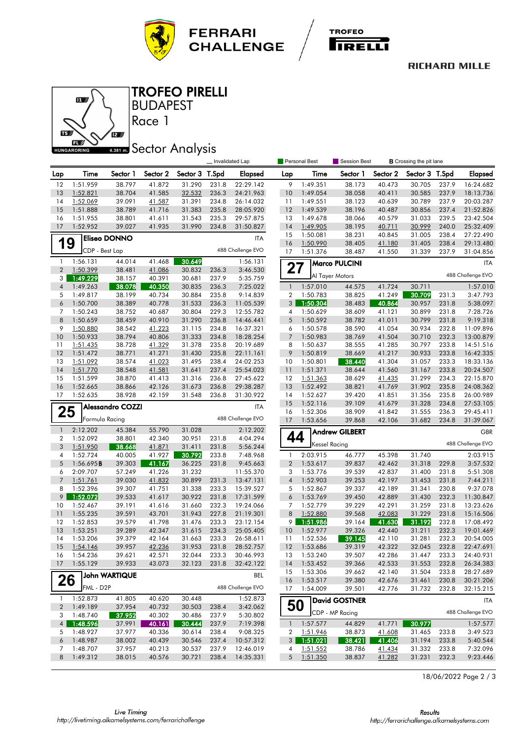# TROFEO PIRELLI

BUDAPEST

Race 1

## Sector Analysis

Invalidated Lap | Personal Best | Session Best | B Crossing the pit lane

| Lap | Time | Sector 1 | Sector 2 | Sector 3 | T.Spd | Elapsed |
|---|---|---|---|---|---|---|
| 12 | 1:51.959 | 38.797 | 41.872 | 31.290 | 231.8 | 22:29.142 |
| 13 | 1:52.821 | 38.704 | 41.585 | 32.532 | 236.3 | 24:21.963 |
| 14 | 1:52.069 | 39.091 | 41.587 | 31.391 | 234.8 | 26:14.032 |
| 15 | 1:51.888 | 38.789 | 41.716 | 31.383 | 235.8 | 28:05.920 |
| 16 | 1:51.955 | 38.801 | 41.611 | 31.543 | 235.3 | 29:57.875 |
| 17 | 1:52.952 | 39.027 | 41.935 | 31.990 | 234.8 | 31:50.827 |

### 19 Eliseo DONNO — ITA
CDP - Best Lap — 488 Challenge EVO

| Lap | Time | Sector 1 | Sector 2 | Sector 3 | T.Spd | Elapsed |
|---|---|---|---|---|---|---|
| 1 | 1:56.131 | 44.014 | 41.468 | 30.649 | | 1:56.131 |
| 2 | 1:50.399 | 38.481 | 41.086 | 30.832 | 236.3 | 3:46.530 |
| 3 | 1:49.229 | 38.157 | 40.391 | 30.681 | 237.9 | 5:35.759 |
| 4 | 1:49.263 | 38.078 | 40.350 | 30.835 | 236.3 | 7:25.022 |
| 5 | 1:49.817 | 38.199 | 40.734 | 30.884 | 235.8 | 9:14.839 |
| 6 | 1:50.700 | 38.389 | 40.778 | 31.533 | 236.3 | 11:05.539 |
| 7 | 1:50.243 | 38.752 | 40.687 | 30.804 | 229.3 | 12:55.782 |
| 8 | 1:50.659 | 38.459 | 40.910 | 31.290 | 236.8 | 14:46.441 |
| 9 | 1:50.880 | 38.542 | 41.223 | 31.115 | 234.8 | 16:37.321 |
| 10 | 1:50.933 | 38.794 | 40.806 | 31.333 | 234.8 | 18:28.254 |
| 11 | 1:51.435 | 38.728 | 41.329 | 31.378 | 235.8 | 20:19.689 |
| 12 | 1:51.472 | 38.771 | 41.271 | 31.430 | 235.8 | 22:11.161 |
| 13 | 1:51.092 | 38.574 | 41.023 | 31.495 | 238.4 | 24:02.253 |
| 14 | 1:51.770 | 38.548 | 41.581 | 31.641 | 237.4 | 25:54.023 |
| 15 | 1:51.599 | 38.870 | 41.413 | 31.316 | 236.8 | 27:45.622 |
| 16 | 1:52.665 | 38.866 | 42.126 | 31.673 | 236.8 | 29:38.287 |
| 17 | 1:52.635 | 38.928 | 42.159 | 31.548 | 236.8 | 31:30.922 |

### 25 Alessandro COZZI — ITA
Formula Racing — 488 Challenge EVO

| Lap | Time | Sector 1 | Sector 2 | Sector 3 | T.Spd | Elapsed |
|---|---|---|---|---|---|---|
| 1 | 2:12.202 | 45.384 | 55.790 | 31.028 | | 2:12.202 |
| 2 | 1:52.092 | 38.801 | 42.340 | 30.951 | 231.8 | 4:04.294 |
| 3 | 1:51.950 | 38.668 | 41.871 | 31.411 | 231.8 | 5:56.244 |
| 4 | 1:52.724 | 40.005 | 41.927 | 30.792 | 233.8 | 7:48.968 |
| 5 | 1:56.695 B | 39.303 | 41.167 | 36.225 | 231.8 | 9:45.663 |
| 6 | 2:09.707 | 57.249 | 41.226 | 31.232 | | 11:55.370 |
| 7 | 1:51.761 | 39.030 | 41.832 | 30.899 | 231.3 | 13:47.131 |
| 8 | 1:52.396 | 39.307 | 41.751 | 31.338 | 233.3 | 15:39.527 |
| 9 | 1:52.072 | 39.533 | 41.617 | 30.922 | 231.8 | 17:31.599 |
| 10 | 1:52.467 | 39.191 | 41.616 | 31.660 | 232.3 | 19:24.066 |
| 11 | 1:55.235 | 39.591 | 43.701 | 31.943 | 227.8 | 21:19.301 |
| 12 | 1:52.853 | 39.579 | 41.798 | 31.476 | 233.3 | 23:12.154 |
| 13 | 1:53.251 | 39.289 | 42.347 | 31.615 | 234.3 | 25:05.405 |
| 14 | 1:53.206 | 39.379 | 42.164 | 31.663 | 233.3 | 26:58.611 |
| 15 | 1:54.146 | 39.957 | 42.236 | 31.953 | 231.8 | 28:52.757 |
| 16 | 1:54.236 | 39.621 | 42.571 | 32.044 | 233.3 | 30:46.993 |
| 17 | 1:55.129 | 39.933 | 43.073 | 32.123 | 231.8 | 32:42.122 |

### 26 John WARTIQUE — BEL
FML - D2P — 488 Challenge EVO

| Lap | Time | Sector 1 | Sector 2 | Sector 3 | T.Spd | Elapsed |
|---|---|---|---|---|---|---|
| 1 | 1:52.873 | 41.805 | 40.620 | 30.448 | | 1:52.873 |
| 2 | 1:49.189 | 37.954 | 40.732 | 30.503 | 238.4 | 3:42.062 |
| 3 | 1:48.740 | 37.952 | 40.302 | 30.486 | 237.9 | 5:30.802 |
| 4 | 1:48.596 | 37.991 | 40.161 | 30.444 | 237.9 | 7:19.398 |
| 5 | 1:48.927 | 37.977 | 40.336 | 30.614 | 238.4 | 9:08.325 |
| 6 | 1:48.987 | 38.002 | 40.439 | 30.546 | 237.4 | 10:57.312 |
| 7 | 1:48.707 | 37.957 | 40.213 | 30.537 | 237.9 | 12:46.019 |
| 8 | 1:49.312 | 38.015 | 40.576 | 30.721 | 238.4 | 14:35.331 |
| 9 | 1:49.351 | 38.173 | 40.473 | 30.705 | 237.9 | 16:24.682 |
| 10 | 1:49.054 | 38.058 | 40.411 | 30.585 | 237.9 | 18:13.736 |
| 11 | 1:49.551 | 38.123 | 40.639 | 30.789 | 237.9 | 20:03.287 |
| 12 | 1:49.539 | 38.196 | 40.487 | 30.856 | 237.4 | 21:52.826 |
| 13 | 1:49.678 | 38.066 | 40.579 | 31.033 | 239.5 | 23:42.504 |
| 14 | 1:49.905 | 38.195 | 40.711 | 30.999 | 240.0 | 25:32.409 |
| 15 | 1:50.081 | 38.231 | 40.845 | 31.005 | 238.4 | 27:22.490 |
| 16 | 1:50.990 | 38.405 | 41.180 | 31.405 | 238.4 | 29:13.480 |
| 17 | 1:51.376 | 38.487 | 41.550 | 31.339 | 237.9 | 31:04.856 |

### 27 Marco PULCINI — ITA
Al Tayer Motors — 488 Challenge EVO

| Lap | Time | Sector 1 | Sector 2 | Sector 3 | T.Spd | Elapsed |
|---|---|---|---|---|---|---|
| 1 | 1:57.010 | 44.575 | 41.724 | 30.711 | | 1:57.010 |
| 2 | 1:50.783 | 38.825 | 41.249 | 30.709 | 231.3 | 3:47.793 |
| 3 | 1:50.304 | 38.483 | 40.864 | 30.957 | 231.8 | 5:38.097 |
| 4 | 1:50.629 | 38.609 | 41.121 | 30.899 | 231.8 | 7:28.726 |
| 5 | 1:50.592 | 38.782 | 41.011 | 30.799 | 231.8 | 9:19.318 |
| 6 | 1:50.578 | 38.590 | 41.054 | 30.934 | 232.8 | 11:09.896 |
| 7 | 1:50.983 | 38.769 | 41.504 | 30.710 | 232.3 | 13:00.879 |
| 8 | 1:50.637 | 38.555 | 41.285 | 30.797 | 233.8 | 14:51.516 |
| 9 | 1:50.819 | 38.669 | 41.217 | 30.933 | 233.8 | 16:42.335 |
| 10 | 1:50.801 | 38.440 | 41.304 | 31.057 | 233.3 | 18:33.136 |
| 11 | 1:51.371 | 38.644 | 41.560 | 31.167 | 233.8 | 20:24.507 |
| 12 | 1:51.363 | 38.629 | 41.435 | 31.299 | 234.3 | 22:15.870 |
| 13 | 1:52.492 | 38.821 | 41.769 | 31.902 | 235.8 | 24:08.362 |
| 14 | 1:52.627 | 39.420 | 41.851 | 31.356 | 235.8 | 26:00.989 |
| 15 | 1:52.116 | 39.109 | 41.679 | 31.328 | 234.8 | 27:53.105 |
| 16 | 1:52.306 | 38.909 | 41.842 | 31.555 | 236.3 | 29:45.411 |
| 17 | 1:53.656 | 39.868 | 42.106 | 31.682 | 234.8 | 31:39.067 |

### 44 Andrew GILBERT — GBR
Kessel Racing — 488 Challenge EVO

| Lap | Time | Sector 1 | Sector 2 | Sector 3 | T.Spd | Elapsed |
|---|---|---|---|---|---|---|
| 1 | 2:03.915 | 46.777 | 45.398 | 31.740 | | 2:03.915 |
| 2 | 1:53.617 | 39.837 | 42.462 | 31.318 | 229.8 | 3:57.532 |
| 3 | 1:53.776 | 39.539 | 42.837 | 31.400 | 231.8 | 5:51.308 |
| 4 | 1:52.903 | 39.253 | 42.197 | 31.453 | 231.8 | 7:44.211 |
| 5 | 1:52.867 | 39.337 | 42.189 | 31.341 | 230.8 | 9:37.078 |
| 6 | 1:53.769 | 39.450 | 42.889 | 31.430 | 232.3 | 11:30.847 |
| 7 | 1:52.779 | 39.229 | 42.291 | 31.259 | 231.8 | 13:23.626 |
| 8 | 1:52.880 | 39.568 | 42.083 | 31.229 | 231.8 | 15:16.506 |
| 9 | 1:51.986 | 39.164 | 41.630 | 31.192 | 232.8 | 17:08.492 |
| 10 | 1:52.977 | 39.326 | 42.440 | 31.211 | 232.3 | 19:01.469 |
| 11 | 1:52.536 | 39.145 | 42.110 | 31.281 | 232.3 | 20:54.005 |
| 12 | 1:53.686 | 39.319 | 42.322 | 32.045 | 232.8 | 22:47.691 |
| 13 | 1:53.240 | 39.507 | 42.286 | 31.447 | 233.3 | 24:40.931 |
| 14 | 1:53.452 | 39.366 | 42.533 | 31.553 | 232.8 | 26:34.383 |
| 15 | 1:53.306 | 39.662 | 42.140 | 31.504 | 233.8 | 28:27.689 |
| 16 | 1:53.517 | 39.380 | 42.676 | 31.461 | 230.8 | 30:21.206 |
| 17 | 1:54.009 | 39.501 | 42.776 | 31.732 | 232.8 | 32:15.215 |

### 50 David GOSTNER — ITA
CDP - MP Racing — 488 Challenge EVO

| Lap | Time | Sector 1 | Sector 2 | Sector 3 | T.Spd | Elapsed |
|---|---|---|---|---|---|---|
| 1 | 1:57.577 | 44.829 | 41.771 | 30.977 | | 1:57.577 |
| 2 | 1:51.946 | 38.873 | 41.608 | 31.465 | 233.8 | 3:49.523 |
| 3 | 1:51.021 | 38.421 | 41.406 | 31.194 | 233.8 | 5:40.544 |
| 4 | 1:51.552 | 38.786 | 41.434 | 31.332 | 233.8 | 7:32.096 |
| 5 | 1:51.350 | 38.837 | 41.282 | 31.231 | 232.3 | 9:23.446 |

18/06/2022

Live Timing
http://livetiming.alkamelsystems.com/ferrarichallenge

Results
http://ferrarichallenge.alkamelsystems.com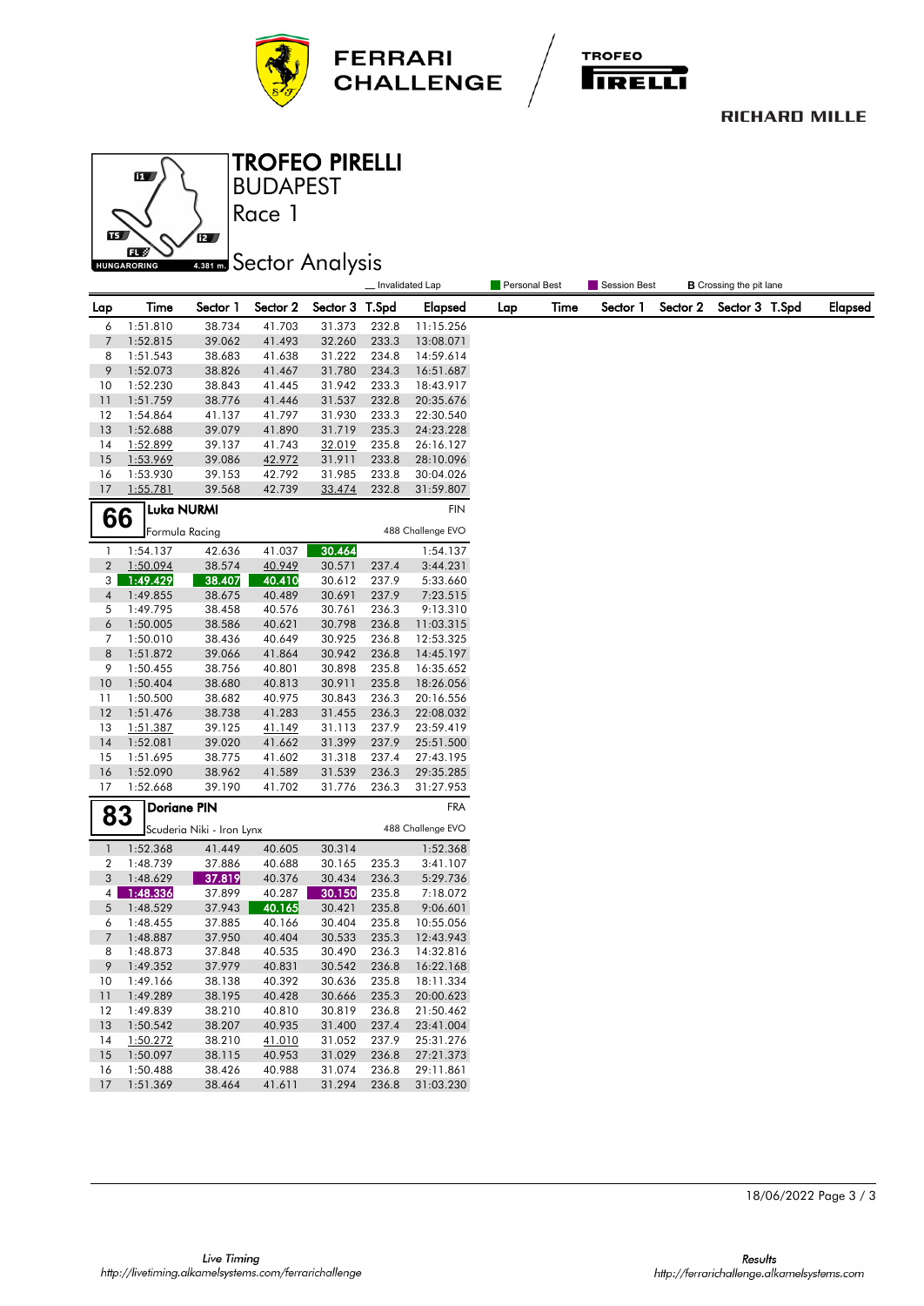# TROFEO PIRELLI

BUDAPEST

Race 1

## Sector Analysis

_ Invalidated Lap | Personal Best | Session Best | **B** Crossing the pit lane

| Lap | Time | Sector 1 | Sector 2 | Sector 3 | T.Spd | Elapsed |
|---|---|---|---|---|---|---|
| 6 | 1:51.810 | 38.734 | 41.703 | 31.373 | 232.8 | 11:15.256 |
| 7 | 1:52.815 | 39.062 | 41.493 | 32.260 | 233.3 | 13:08.071 |
| 8 | 1:51.543 | 38.683 | 41.638 | 31.222 | 234.8 | 14:59.614 |
| 9 | 1:52.073 | 38.826 | 41.467 | 31.780 | 234.3 | 16:51.687 |
| 10 | 1:52.230 | 38.843 | 41.445 | 31.942 | 233.3 | 18:43.917 |
| 11 | 1:51.759 | 38.776 | 41.446 | 31.537 | 232.8 | 20:35.676 |
| 12 | 1:54.864 | 41.137 | 41.797 | 31.930 | 233.3 | 22:30.540 |
| 13 | 1:52.688 | 39.079 | 41.890 | 31.719 | 235.3 | 24:23.228 |
| 14 | 1:52.899 | 39.137 | 41.743 | 32.019 | 235.8 | 26:16.127 |
| 15 | 1:53.969 | 39.086 | 42.972 | 31.911 | 233.8 | 28:10.096 |
| 16 | 1:53.930 | 39.153 | 42.792 | 31.985 | 233.8 | 30:04.026 |
| 17 | 1:55.781 | 39.568 | 42.739 | 33.474 | 232.8 | 31:59.807 |

### 66 Luka NURMI — FIN

Formula Racing — 488 Challenge EVO

| Lap | Time | Sector 1 | Sector 2 | Sector 3 | T.Spd | Elapsed |
|---|---|---|---|---|---|---|
| 1 | 1:54.137 | 42.636 | 41.037 | 30.464 | | 1:54.137 |
| 2 | 1:50.094 | 38.574 | 40.949 | 30.571 | 237.4 | 3:44.231 |
| 3 | 1:49.429 | 38.407 | 40.410 | 30.612 | 237.9 | 5:33.660 |
| 4 | 1:49.855 | 38.675 | 40.489 | 30.691 | 237.9 | 7:23.515 |
| 5 | 1:49.795 | 38.458 | 40.576 | 30.761 | 236.3 | 9:13.310 |
| 6 | 1:50.005 | 38.586 | 40.621 | 30.798 | 236.8 | 11:03.315 |
| 7 | 1:50.010 | 38.436 | 40.649 | 30.925 | 236.8 | 12:53.325 |
| 8 | 1:51.872 | 39.066 | 41.864 | 30.942 | 236.8 | 14:45.197 |
| 9 | 1:50.455 | 38.756 | 40.801 | 30.898 | 235.8 | 16:35.652 |
| 10 | 1:50.404 | 38.680 | 40.813 | 30.911 | 235.8 | 18:26.056 |
| 11 | 1:50.500 | 38.682 | 40.975 | 30.843 | 236.3 | 20:16.556 |
| 12 | 1:51.476 | 38.738 | 41.283 | 31.455 | 236.3 | 22:08.032 |
| 13 | 1:51.387 | 39.125 | 41.149 | 31.113 | 237.9 | 23:59.419 |
| 14 | 1:52.081 | 39.020 | 41.662 | 31.399 | 237.9 | 25:51.500 |
| 15 | 1:51.695 | 38.775 | 41.602 | 31.318 | 237.4 | 27:43.195 |
| 16 | 1:52.090 | 38.962 | 41.589 | 31.539 | 236.3 | 29:35.285 |
| 17 | 1:52.668 | 39.190 | 41.702 | 31.776 | 236.3 | 31:27.953 |

### 83 Doriane PIN — FRA

Scuderia Niki - Iron Lynx — 488 Challenge EVO

| Lap | Time | Sector 1 | Sector 2 | Sector 3 | T.Spd | Elapsed |
|---|---|---|---|---|---|---|
| 1 | 1:52.368 | 41.449 | 40.605 | 30.314 | | 1:52.368 |
| 2 | 1:48.739 | 37.886 | 40.688 | 30.165 | 235.3 | 3:41.107 |
| 3 | 1:48.629 | 37.819 | 40.376 | 30.434 | 236.3 | 5:29.736 |
| 4 | 1:48.336 | 37.899 | 40.287 | 30.150 | 235.8 | 7:18.072 |
| 5 | 1:48.529 | 37.943 | 40.165 | 30.421 | 235.8 | 9:06.601 |
| 6 | 1:48.455 | 37.885 | 40.166 | 30.404 | 235.8 | 10:55.056 |
| 7 | 1:48.887 | 37.950 | 40.404 | 30.533 | 235.3 | 12:43.943 |
| 8 | 1:48.873 | 37.848 | 40.535 | 30.490 | 236.3 | 14:32.816 |
| 9 | 1:49.352 | 37.979 | 40.831 | 30.542 | 236.8 | 16:22.168 |
| 10 | 1:49.166 | 38.138 | 40.392 | 30.636 | 235.8 | 18:11.334 |
| 11 | 1:49.289 | 38.195 | 40.428 | 30.666 | 235.3 | 20:00.623 |
| 12 | 1:49.839 | 38.210 | 40.810 | 30.819 | 236.8 | 21:50.462 |
| 13 | 1:50.542 | 38.207 | 40.935 | 31.400 | 237.4 | 23:41.004 |
| 14 | 1:50.272 | 38.210 | 41.010 | 31.052 | 237.9 | 25:31.276 |
| 15 | 1:50.097 | 38.115 | 40.953 | 31.029 | 236.8 | 27:21.373 |
| 16 | 1:50.488 | 38.426 | 40.988 | 31.074 | 236.8 | 29:11.861 |
| 17 | 1:51.369 | 38.464 | 41.611 | 31.294 | 236.8 | 31:03.230 |

18/06/2022

Live Timing
http://livetiming.alkamelsystems.com/ferrarichallenge

Results
http://ferrarichallenge.alkamelsystems.com